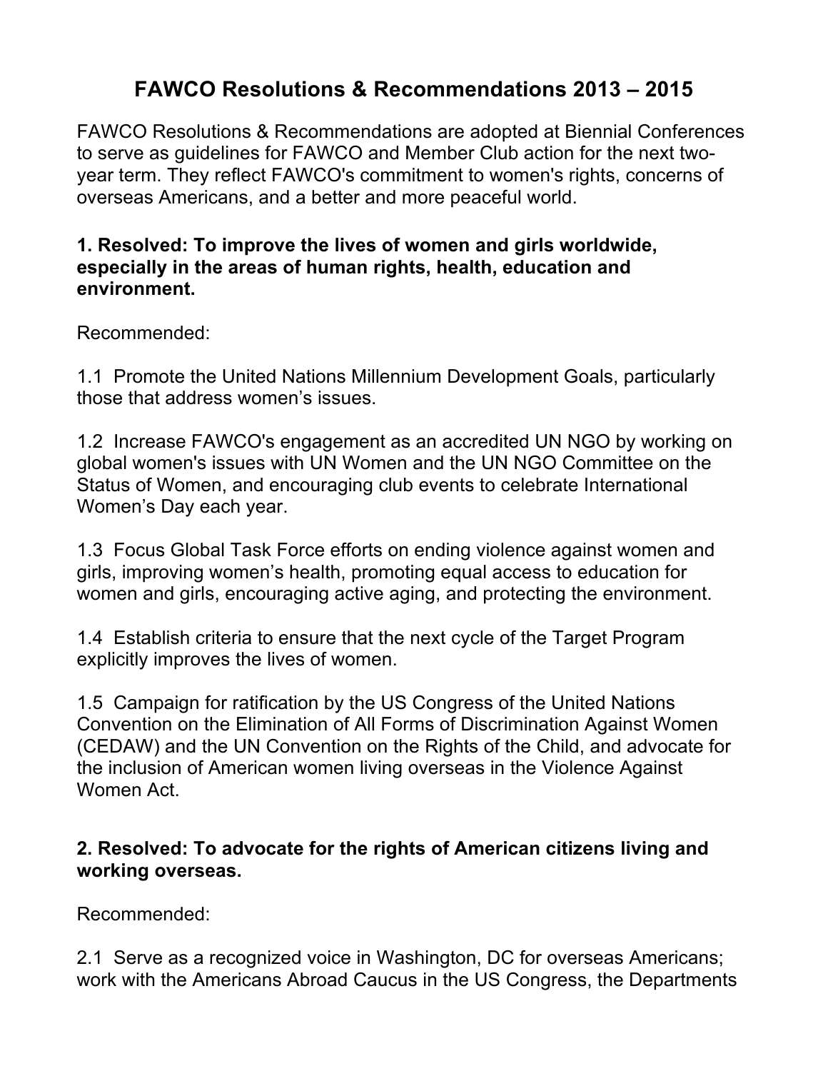# FAWCO Resolutions & Recommendations 2013 – 2015

FAWCO Resolutions & Recommendations are adopted at Biennial Conferences to serve as guidelines for FAWCO and Member Club action for the next two-year term. They reflect FAWCO's commitment to women's rights, concerns of overseas Americans, and a better and more peaceful world.

**1. Resolved: To improve the lives of women and girls worldwide, especially in the areas of human rights, health, education and environment.**

Recommended:

1.1 Promote the United Nations Millennium Development Goals, particularly those that address women's issues.

1.2 Increase FAWCO's engagement as an accredited UN NGO by working on global women's issues with UN Women and the UN NGO Committee on the Status of Women, and encouraging club events to celebrate International Women's Day each year.

1.3 Focus Global Task Force efforts on ending violence against women and girls, improving women's health, promoting equal access to education for women and girls, encouraging active aging, and protecting the environment.

1.4 Establish criteria to ensure that the next cycle of the Target Program explicitly improves the lives of women.

1.5 Campaign for ratification by the US Congress of the United Nations Convention on the Elimination of All Forms of Discrimination Against Women (CEDAW) and the UN Convention on the Rights of the Child, and advocate for the inclusion of American women living overseas in the Violence Against Women Act.

**2. Resolved: To advocate for the rights of American citizens living and working overseas.**

Recommended:

2.1 Serve as a recognized voice in Washington, DC for overseas Americans; work with the Americans Abroad Caucus in the US Congress, the Departments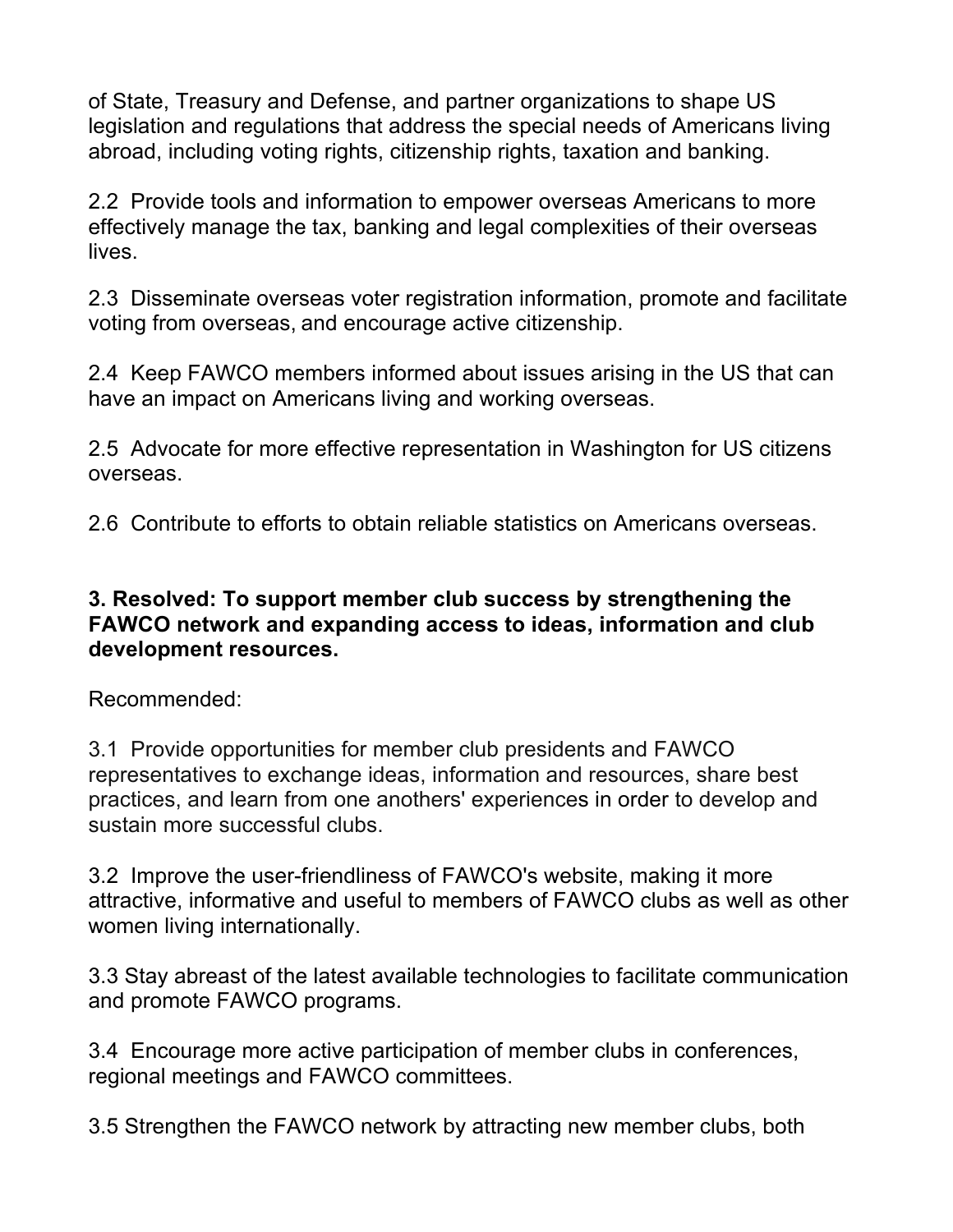of State, Treasury and Defense, and partner organizations to shape US legislation and regulations that address the special needs of Americans living abroad, including voting rights, citizenship rights, taxation and banking.

2.2 Provide tools and information to empower overseas Americans to more effectively manage the tax, banking and legal complexities of their overseas lives.

2.3 Disseminate overseas voter registration information, promote and facilitate voting from overseas, and encourage active citizenship.

2.4 Keep FAWCO members informed about issues arising in the US that can have an impact on Americans living and working overseas.

2.5 Advocate for more effective representation in Washington for US citizens overseas.

2.6 Contribute to efforts to obtain reliable statistics on Americans overseas.

**3. Resolved: To support member club success by strengthening the FAWCO network and expanding access to ideas, information and club development resources.**

Recommended:

3.1 Provide opportunities for member club presidents and FAWCO representatives to exchange ideas, information and resources, share best practices, and learn from one anothers' experiences in order to develop and sustain more successful clubs.

3.2 Improve the user-friendliness of FAWCO's website, making it more attractive, informative and useful to members of FAWCO clubs as well as other women living internationally.

3.3 Stay abreast of the latest available technologies to facilitate communication and promote FAWCO programs.

3.4 Encourage more active participation of member clubs in conferences, regional meetings and FAWCO committees.

3.5 Strengthen the FAWCO network by attracting new member clubs, both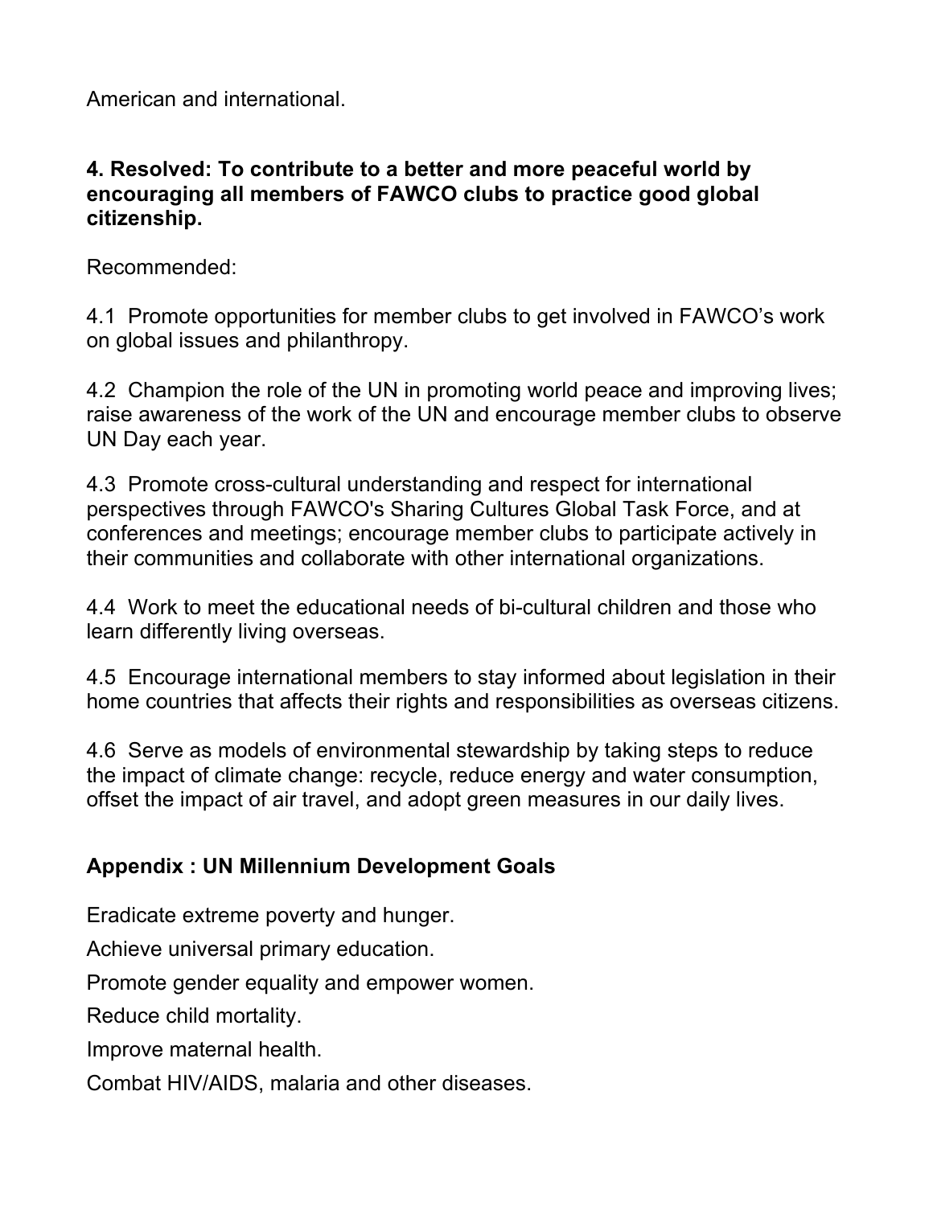American and international.

**4. Resolved: To contribute to a better and more peaceful world by encouraging all members of FAWCO clubs to practice good global citizenship.**

Recommended:

4.1 Promote opportunities for member clubs to get involved in FAWCO's work on global issues and philanthropy.

4.2 Champion the role of the UN in promoting world peace and improving lives; raise awareness of the work of the UN and encourage member clubs to observe UN Day each year.

4.3 Promote cross-cultural understanding and respect for international perspectives through FAWCO's Sharing Cultures Global Task Force, and at conferences and meetings; encourage member clubs to participate actively in their communities and collaborate with other international organizations.

4.4 Work to meet the educational needs of bi-cultural children and those who learn differently living overseas.

4.5 Encourage international members to stay informed about legislation in their home countries that affects their rights and responsibilities as overseas citizens.

4.6 Serve as models of environmental stewardship by taking steps to reduce the impact of climate change: recycle, reduce energy and water consumption, offset the impact of air travel, and adopt green measures in our daily lives.

## Appendix : UN Millennium Development Goals

Eradicate extreme poverty and hunger.

Achieve universal primary education.

Promote gender equality and empower women.

Reduce child mortality.

Improve maternal health.

Combat HIV/AIDS, malaria and other diseases.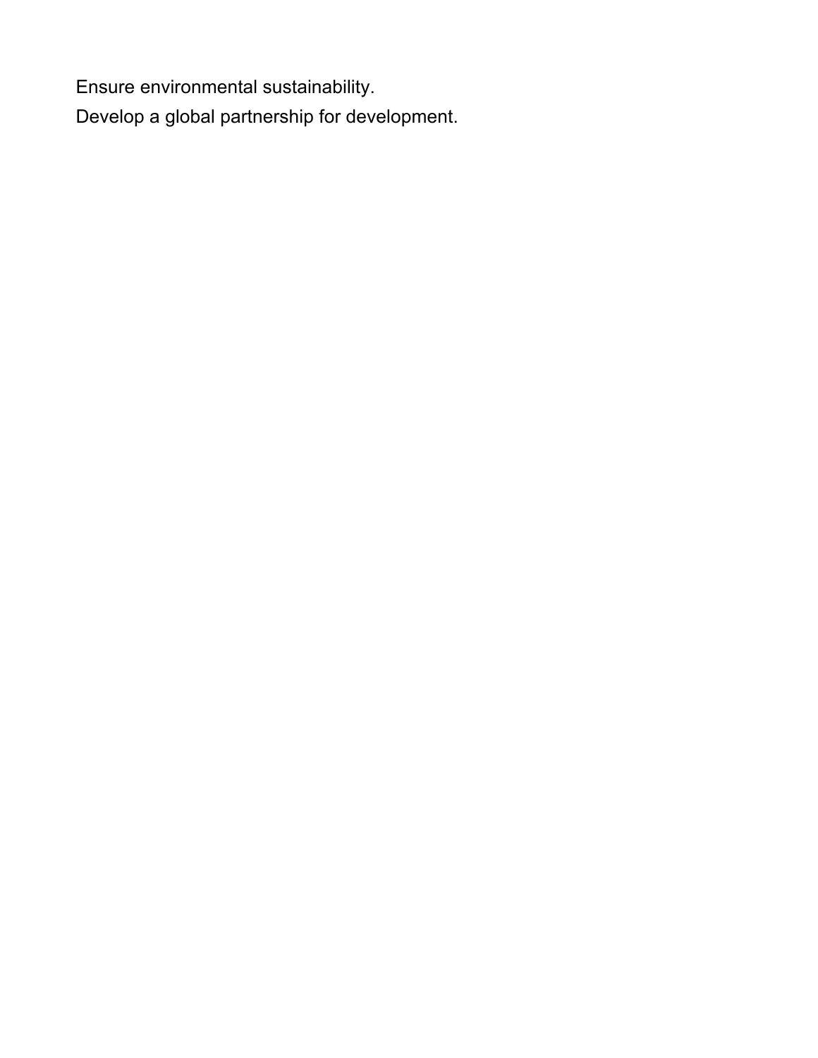Ensure environmental sustainability.

Develop a global partnership for development.